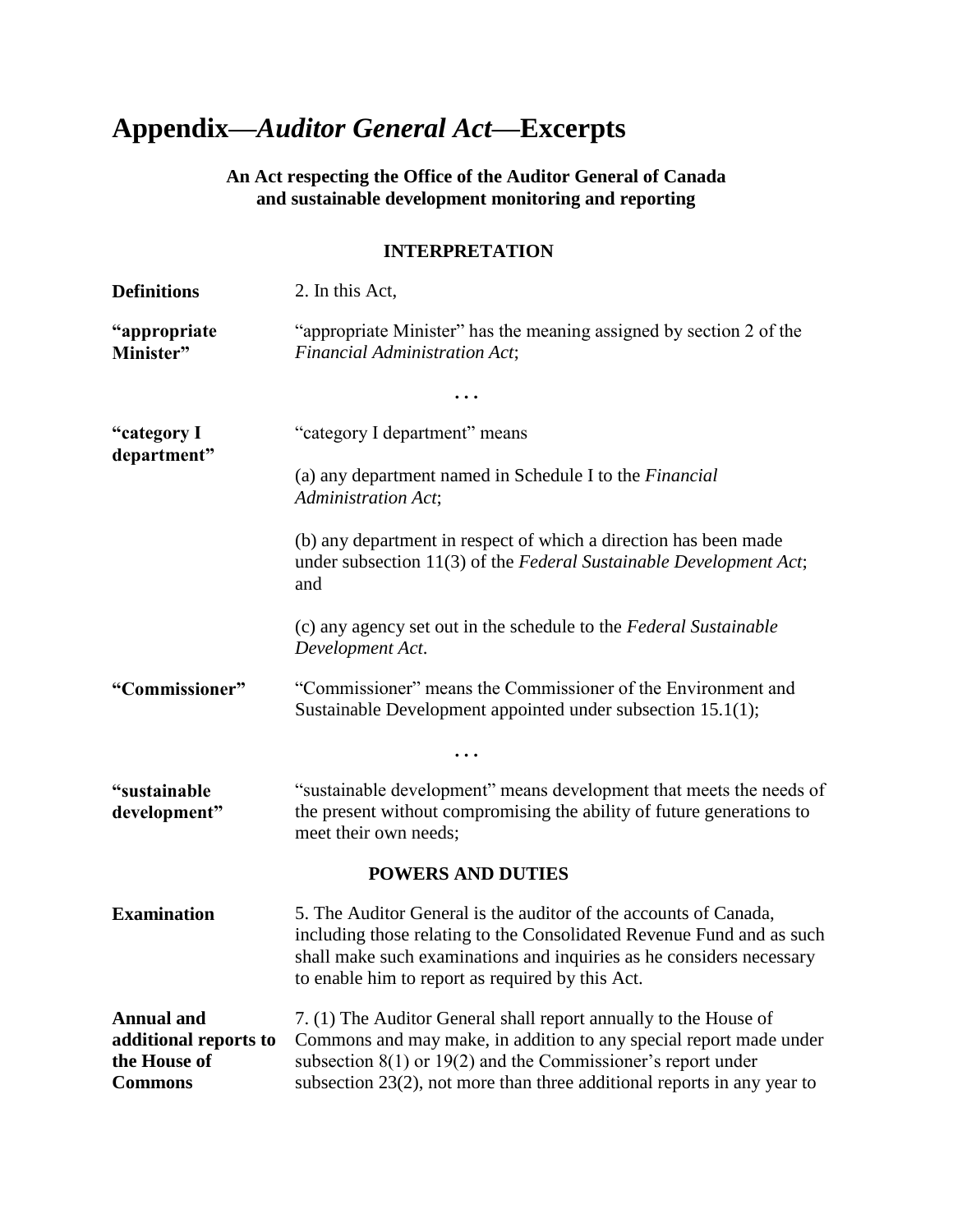# Appendix—*Auditor General Act*—Excerpts

**An Act respecting the Office of the Auditor General of Canada and sustainable development monitoring and reporting**

## INTERPRETATION

**Definitions** 2. In this Act,

**"appropriate Minister"** "appropriate Minister" has the meaning assigned by section 2 of the *Financial Administration Act*;

. . .

**"category I department"** "category I department" means

(a) any department named in Schedule I to the *Financial Administration Act*;

(b) any department in respect of which a direction has been made under subsection 11(3) of the *Federal Sustainable Development Act*; and

(c) any agency set out in the schedule to the *Federal Sustainable Development Act*.

**"Commissioner"** "Commissioner" means the Commissioner of the Environment and Sustainable Development appointed under subsection 15.1(1);

. . .

**"sustainable development"** "sustainable development" means development that meets the needs of the present without compromising the ability of future generations to meet their own needs;

## POWERS AND DUTIES

**Examination** 5. The Auditor General is the auditor of the accounts of Canada, including those relating to the Consolidated Revenue Fund and as such shall make such examinations and inquiries as he considers necessary to enable him to report as required by this Act.

**Annual and additional reports to the House of Commons** 7. (1) The Auditor General shall report annually to the House of Commons and may make, in addition to any special report made under subsection 8(1) or 19(2) and the Commissioner's report under subsection 23(2), not more than three additional reports in any year to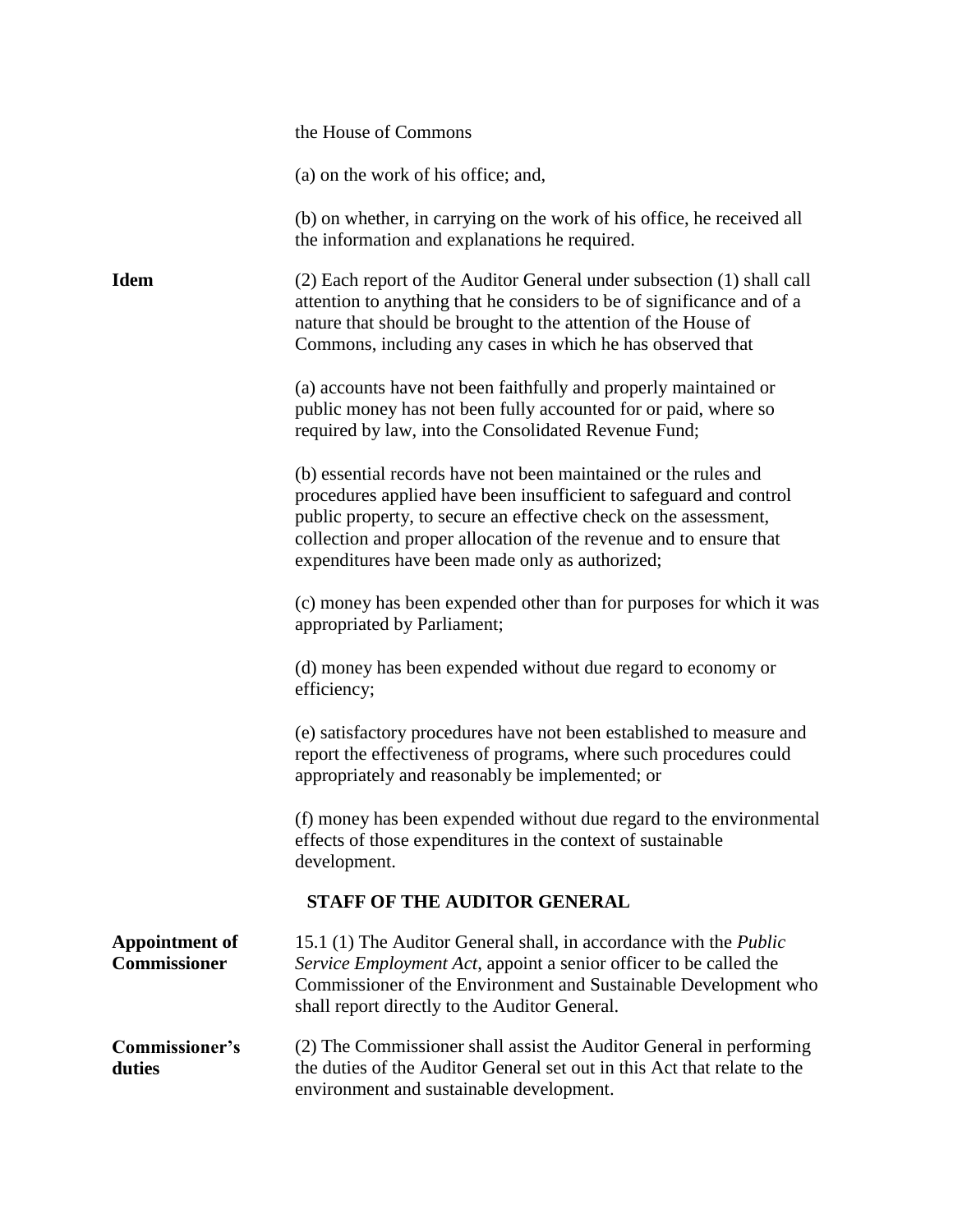the House of Commons

(a) on the work of his office; and,

(b) on whether, in carrying on the work of his office, he received all the information and explanations he required.

**Idem**

(2) Each report of the Auditor General under subsection (1) shall call attention to anything that he considers to be of significance and of a nature that should be brought to the attention of the House of Commons, including any cases in which he has observed that

(a) accounts have not been faithfully and properly maintained or public money has not been fully accounted for or paid, where so required by law, into the Consolidated Revenue Fund;

(b) essential records have not been maintained or the rules and procedures applied have been insufficient to safeguard and control public property, to secure an effective check on the assessment, collection and proper allocation of the revenue and to ensure that expenditures have been made only as authorized;

(c) money has been expended other than for purposes for which it was appropriated by Parliament;

(d) money has been expended without due regard to economy or efficiency;

(e) satisfactory procedures have not been established to measure and report the effectiveness of programs, where such procedures could appropriately and reasonably be implemented; or

(f) money has been expended without due regard to the environmental effects of those expenditures in the context of sustainable development.

## STAFF OF THE AUDITOR GENERAL

**Appointment of Commissioner**

15.1 (1) The Auditor General shall, in accordance with the *Public Service Employment Act*, appoint a senior officer to be called the Commissioner of the Environment and Sustainable Development who shall report directly to the Auditor General.

**Commissioner's duties**

(2) The Commissioner shall assist the Auditor General in performing the duties of the Auditor General set out in this Act that relate to the environment and sustainable development.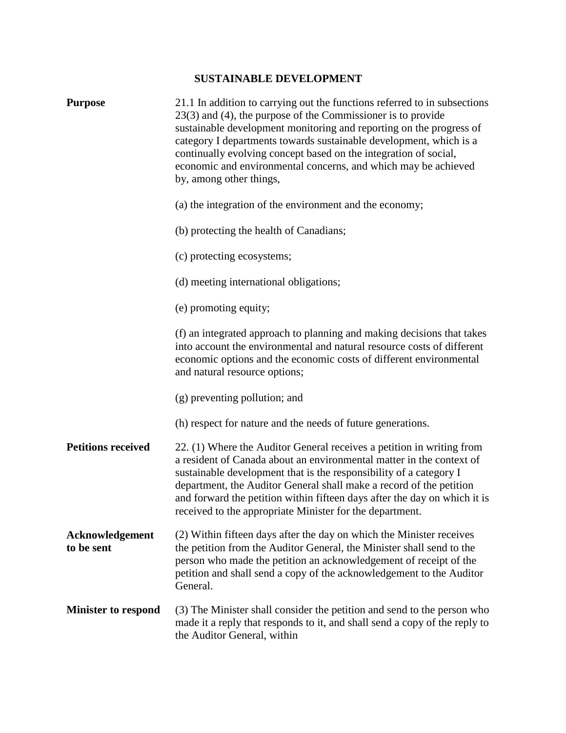## SUSTAINABLE DEVELOPMENT

**Purpose**

21.1 In addition to carrying out the functions referred to in subsections 23(3) and (4), the purpose of the Commissioner is to provide sustainable development monitoring and reporting on the progress of category I departments towards sustainable development, which is a continually evolving concept based on the integration of social, economic and environmental concerns, and which may be achieved by, among other things,

(a) the integration of the environment and the economy;

(b) protecting the health of Canadians;

(c) protecting ecosystems;

(d) meeting international obligations;

(e) promoting equity;

(f) an integrated approach to planning and making decisions that takes into account the environmental and natural resource costs of different economic options and the economic costs of different environmental and natural resource options;

(g) preventing pollution; and

(h) respect for nature and the needs of future generations.

**Petitions received**

22. (1) Where the Auditor General receives a petition in writing from a resident of Canada about an environmental matter in the context of sustainable development that is the responsibility of a category I department, the Auditor General shall make a record of the petition and forward the petition within fifteen days after the day on which it is received to the appropriate Minister for the department.

**Acknowledgement to be sent**

(2) Within fifteen days after the day on which the Minister receives the petition from the Auditor General, the Minister shall send to the person who made the petition an acknowledgement of receipt of the petition and shall send a copy of the acknowledgement to the Auditor General.

**Minister to respond**

(3) The Minister shall consider the petition and send to the person who made it a reply that responds to it, and shall send a copy of the reply to the Auditor General, within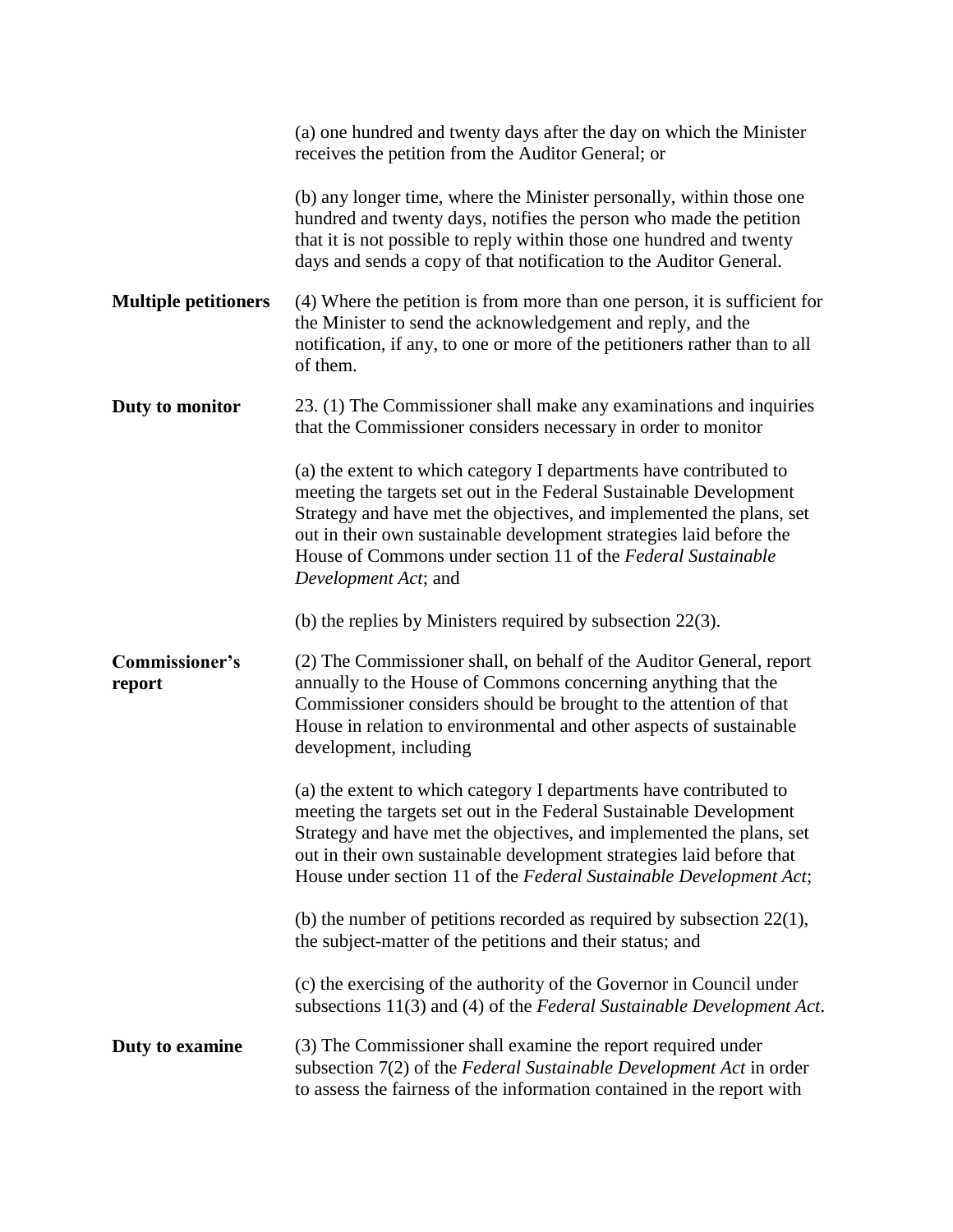(a) one hundred and twenty days after the day on which the Minister receives the petition from the Auditor General; or

(b) any longer time, where the Minister personally, within those one hundred and twenty days, notifies the person who made the petition that it is not possible to reply within those one hundred and twenty days and sends a copy of that notification to the Auditor General.

**Multiple petitioners**

(4) Where the petition is from more than one person, it is sufficient for the Minister to send the acknowledgement and reply, and the notification, if any, to one or more of the petitioners rather than to all of them.

**Duty to monitor**

23. (1) The Commissioner shall make any examinations and inquiries that the Commissioner considers necessary in order to monitor

(a) the extent to which category I departments have contributed to meeting the targets set out in the Federal Sustainable Development Strategy and have met the objectives, and implemented the plans, set out in their own sustainable development strategies laid before the House of Commons under section 11 of the *Federal Sustainable Development Act*; and

(b) the replies by Ministers required by subsection 22(3).

**Commissioner's report**

(2) The Commissioner shall, on behalf of the Auditor General, report annually to the House of Commons concerning anything that the Commissioner considers should be brought to the attention of that House in relation to environmental and other aspects of sustainable development, including

(a) the extent to which category I departments have contributed to meeting the targets set out in the Federal Sustainable Development Strategy and have met the objectives, and implemented the plans, set out in their own sustainable development strategies laid before that House under section 11 of the *Federal Sustainable Development Act*;

(b) the number of petitions recorded as required by subsection 22(1), the subject-matter of the petitions and their status; and

(c) the exercising of the authority of the Governor in Council under subsections 11(3) and (4) of the *Federal Sustainable Development Act*.

**Duty to examine**

(3) The Commissioner shall examine the report required under subsection 7(2) of the *Federal Sustainable Development Act* in order to assess the fairness of the information contained in the report with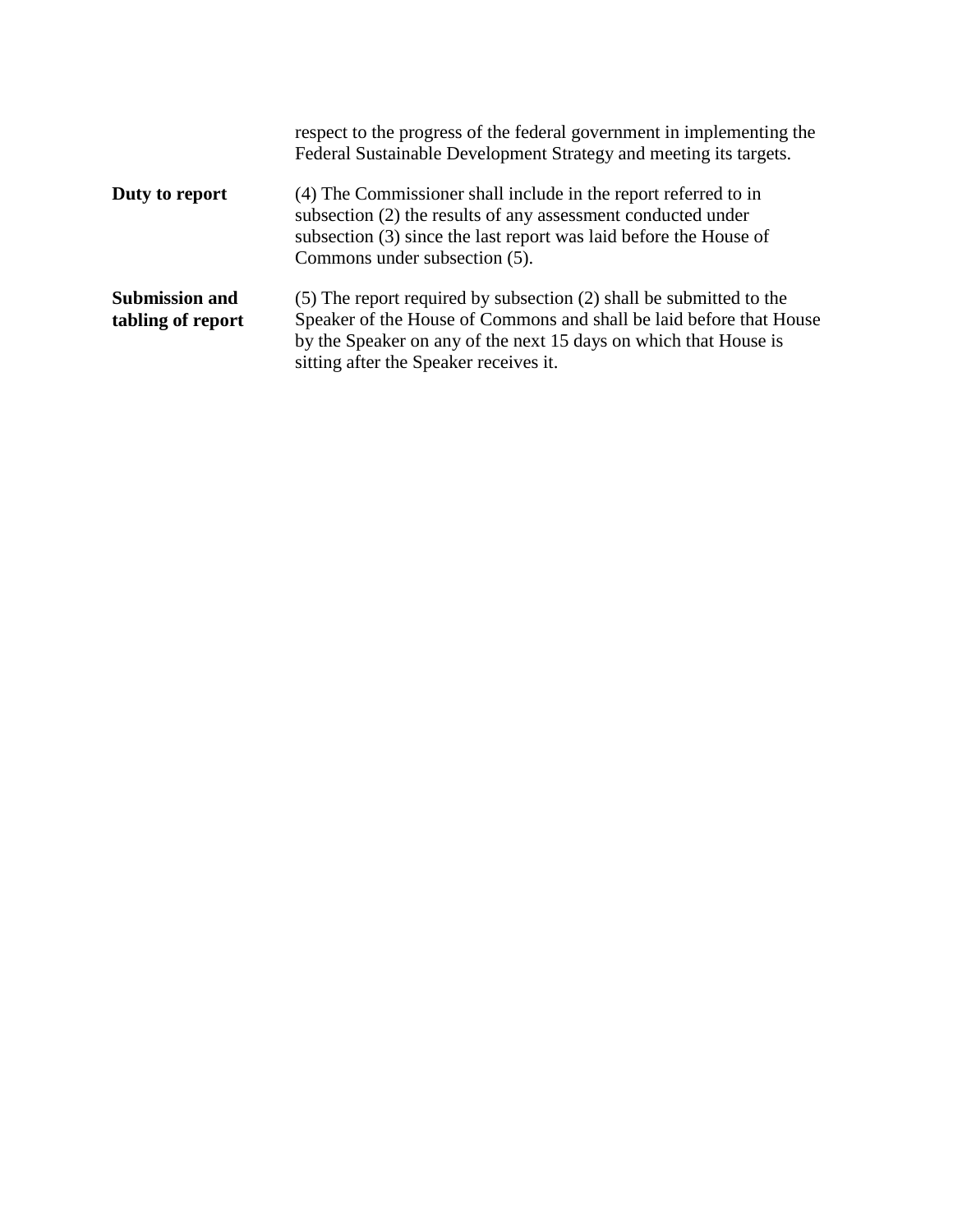respect to the progress of the federal government in implementing the Federal Sustainable Development Strategy and meeting its targets.

**Duty to report**

(4) The Commissioner shall include in the report referred to in subsection (2) the results of any assessment conducted under subsection (3) since the last report was laid before the House of Commons under subsection (5).

**Submission and tabling of report**

(5) The report required by subsection (2) shall be submitted to the Speaker of the House of Commons and shall be laid before that House by the Speaker on any of the next 15 days on which that House is sitting after the Speaker receives it.